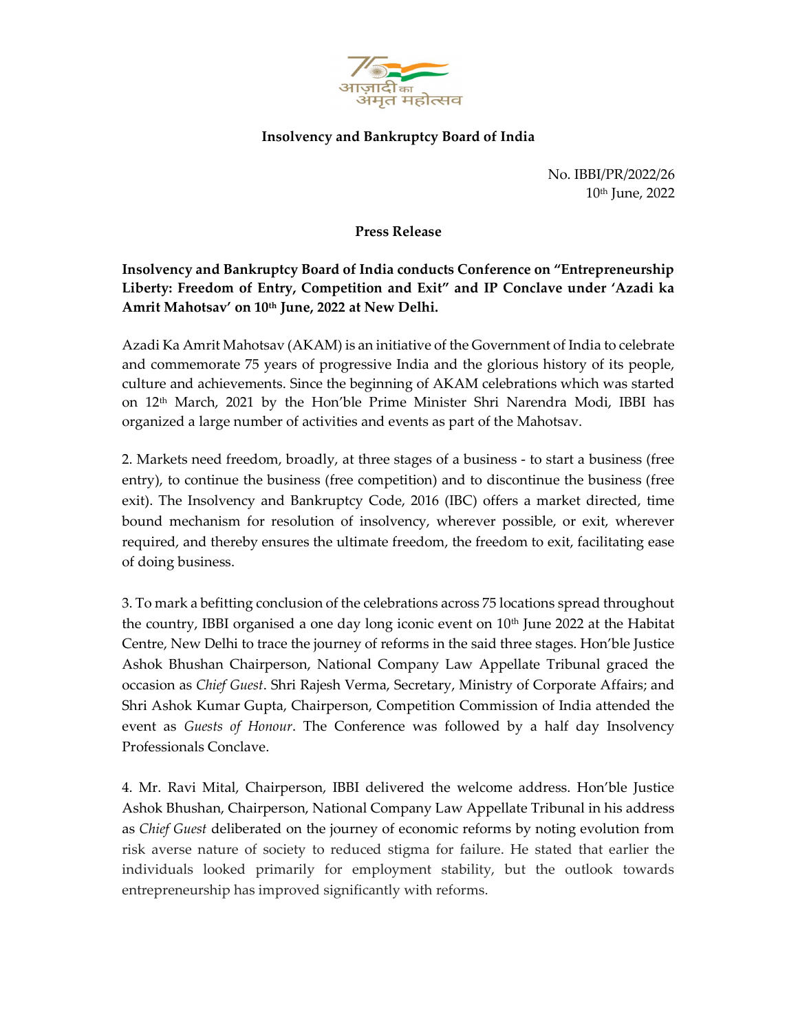**Insolvency and Bankruptcy Board of India**

No. IBBI/PR/2022/26
10th June, 2022

**Press Release**

**Insolvency and Bankruptcy Board of India conducts Conference on "Entrepreneurship Liberty: Freedom of Entry, Competition and Exit" and IP Conclave under 'Azadi ka Amrit Mahotsav' on 10th June, 2022 at New Delhi.**

Azadi Ka Amrit Mahotsav (AKAM) is an initiative of the Government of India to celebrate and commemorate 75 years of progressive India and the glorious history of its people, culture and achievements. Since the beginning of AKAM celebrations which was started on 12th March, 2021 by the Hon'ble Prime Minister Shri Narendra Modi, IBBI has organized a large number of activities and events as part of the Mahotsav.

2. Markets need freedom, broadly, at three stages of a business - to start a business (free entry), to continue the business (free competition) and to discontinue the business (free exit). The Insolvency and Bankruptcy Code, 2016 (IBC) offers a market directed, time bound mechanism for resolution of insolvency, wherever possible, or exit, wherever required, and thereby ensures the ultimate freedom, the freedom to exit, facilitating ease of doing business.

3. To mark a befitting conclusion of the celebrations across 75 locations spread throughout the country, IBBI organised a one day long iconic event on 10th June 2022 at the Habitat Centre, New Delhi to trace the journey of reforms in the said three stages. Hon'ble Justice Ashok Bhushan Chairperson, National Company Law Appellate Tribunal graced the occasion as *Chief Guest*. Shri Rajesh Verma, Secretary, Ministry of Corporate Affairs; and Shri Ashok Kumar Gupta, Chairperson, Competition Commission of India attended the event as *Guests of Honour*. The Conference was followed by a half day Insolvency Professionals Conclave.

4. Mr. Ravi Mital, Chairperson, IBBI delivered the welcome address. Hon'ble Justice Ashok Bhushan, Chairperson, National Company Law Appellate Tribunal in his address as *Chief Guest* deliberated on the journey of economic reforms by noting evolution from risk averse nature of society to reduced stigma for failure. He stated that earlier the individuals looked primarily for employment stability, but the outlook towards entrepreneurship has improved significantly with reforms.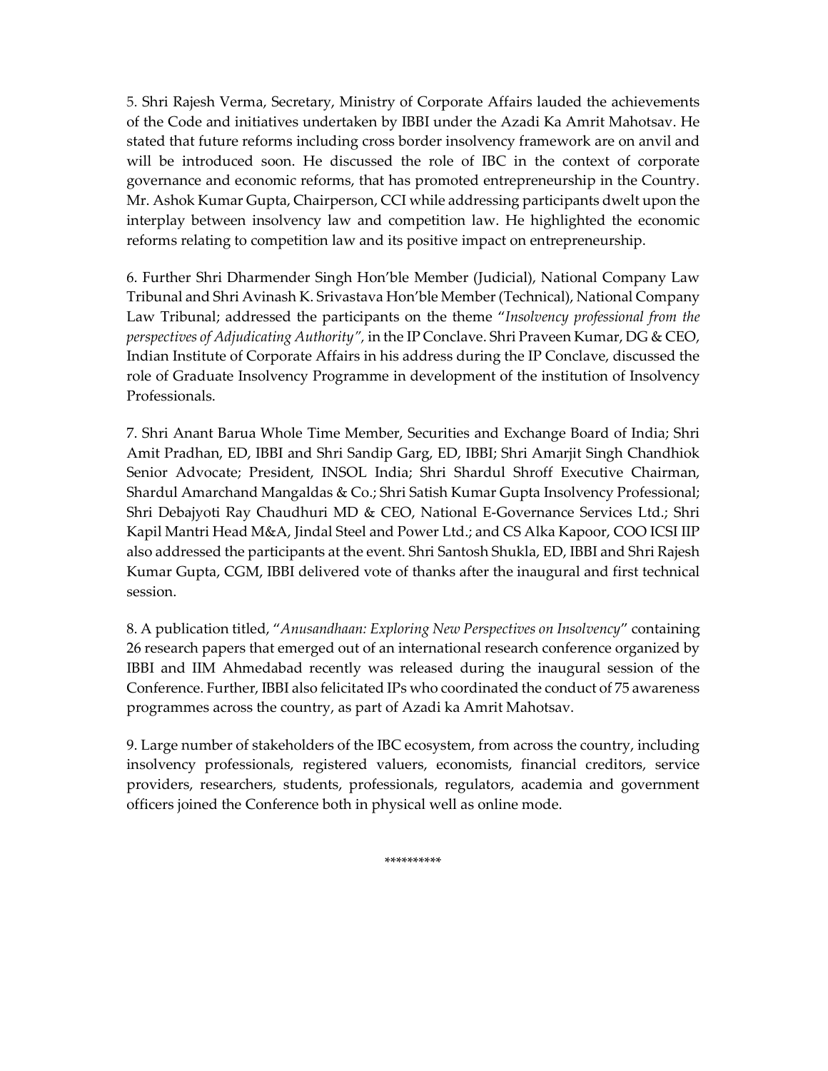5. Shri Rajesh Verma, Secretary, Ministry of Corporate Affairs lauded the achievements of the Code and initiatives undertaken by IBBI under the Azadi Ka Amrit Mahotsav. He stated that future reforms including cross border insolvency framework are on anvil and will be introduced soon. He discussed the role of IBC in the context of corporate governance and economic reforms, that has promoted entrepreneurship in the Country. Mr. Ashok Kumar Gupta, Chairperson, CCI while addressing participants dwelt upon the interplay between insolvency law and competition law. He highlighted the economic reforms relating to competition law and its positive impact on entrepreneurship.

6. Further Shri Dharmender Singh Hon'ble Member (Judicial), National Company Law Tribunal and Shri Avinash K. Srivastava Hon'ble Member (Technical), National Company Law Tribunal; addressed the participants on the theme "*Insolvency professional from the perspectives of Adjudicating Authority"*, in the IP Conclave. Shri Praveen Kumar, DG & CEO, Indian Institute of Corporate Affairs in his address during the IP Conclave, discussed the role of Graduate Insolvency Programme in development of the institution of Insolvency Professionals.

7. Shri Anant Barua Whole Time Member, Securities and Exchange Board of India; Shri Amit Pradhan, ED, IBBI and Shri Sandip Garg, ED, IBBI; Shri Amarjit Singh Chandhiok Senior Advocate; President, INSOL India; Shri Shardul Shroff Executive Chairman, Shardul Amarchand Mangaldas & Co.; Shri Satish Kumar Gupta Insolvency Professional; Shri Debajyoti Ray Chaudhuri MD & CEO, National E-Governance Services Ltd.; Shri Kapil Mantri Head M&A, Jindal Steel and Power Ltd.; and CS Alka Kapoor, COO ICSI IIP also addressed the participants at the event. Shri Santosh Shukla, ED, IBBI and Shri Rajesh Kumar Gupta, CGM, IBBI delivered vote of thanks after the inaugural and first technical session.

8. A publication titled, "*Anusandhaan: Exploring New Perspectives on Insolvency*" containing 26 research papers that emerged out of an international research conference organized by IBBI and IIM Ahmedabad recently was released during the inaugural session of the Conference. Further, IBBI also felicitated IPs who coordinated the conduct of 75 awareness programmes across the country, as part of Azadi ka Amrit Mahotsav.

9. Large number of stakeholders of the IBC ecosystem, from across the country, including insolvency professionals, registered valuers, economists, financial creditors, service providers, researchers, students, professionals, regulators, academia and government officers joined the Conference both in physical well as online mode.

\*\*\*\*\*\*\*\*\*\*